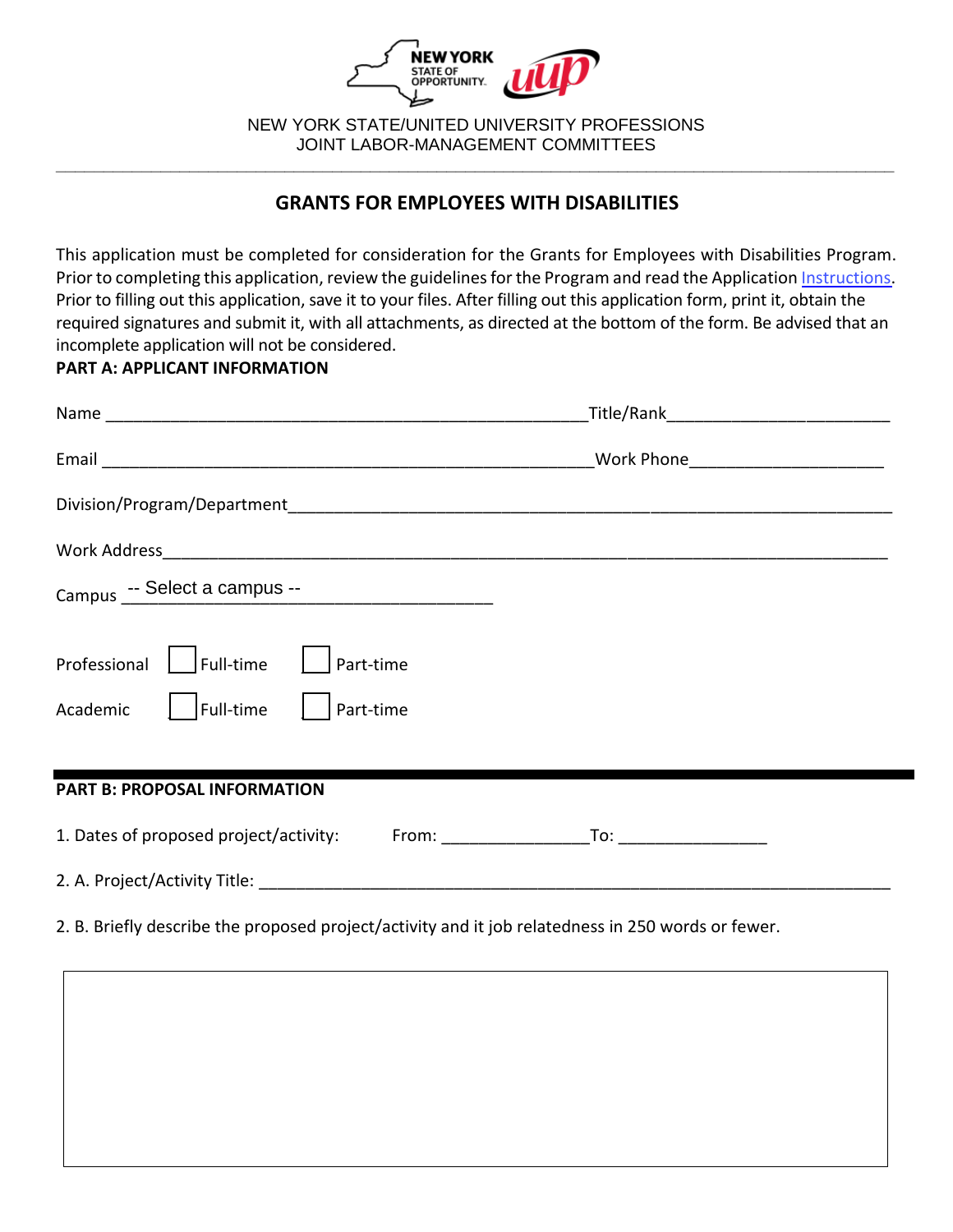NEW YORK STATE/UNITED UNIVERSITY PROFESSIONS
JOINT LABOR-MANAGEMENT COMMITTEES

## GRANTS FOR EMPLOYEES WITH DISABILITIES

This application must be completed for consideration for the Grants for Employees with Disabilities Program. Prior to completing this application, review the guidelines for the Program and read the Application Instructions. Prior to filling out this application, save it to your files. After filling out this application form, print it, obtain the required signatures and submit it, with all attachments, as directed at the bottom of the form. Be advised that an incomplete application will not be considered.

**PART A: APPLICANT INFORMATION**

Name _______________________________________________ Title/Rank______________________

Email _______________________________________________ Work Phone____________________

Division/Program/Department_____________________________________________________________

Work Address____________________________________________________________________

Campus -- Select a campus --

Professional ☐ Full-time ☐ Part-time

Academic ☐ Full-time ☐ Part-time

**PART B: PROPOSAL INFORMATION**

1. Dates of proposed project/activity: From: _______________ To: _______________

2. A. Project/Activity Title: ______________________________________________________________

2. B. Briefly describe the proposed project/activity and it job relatedness in 250 words or fewer.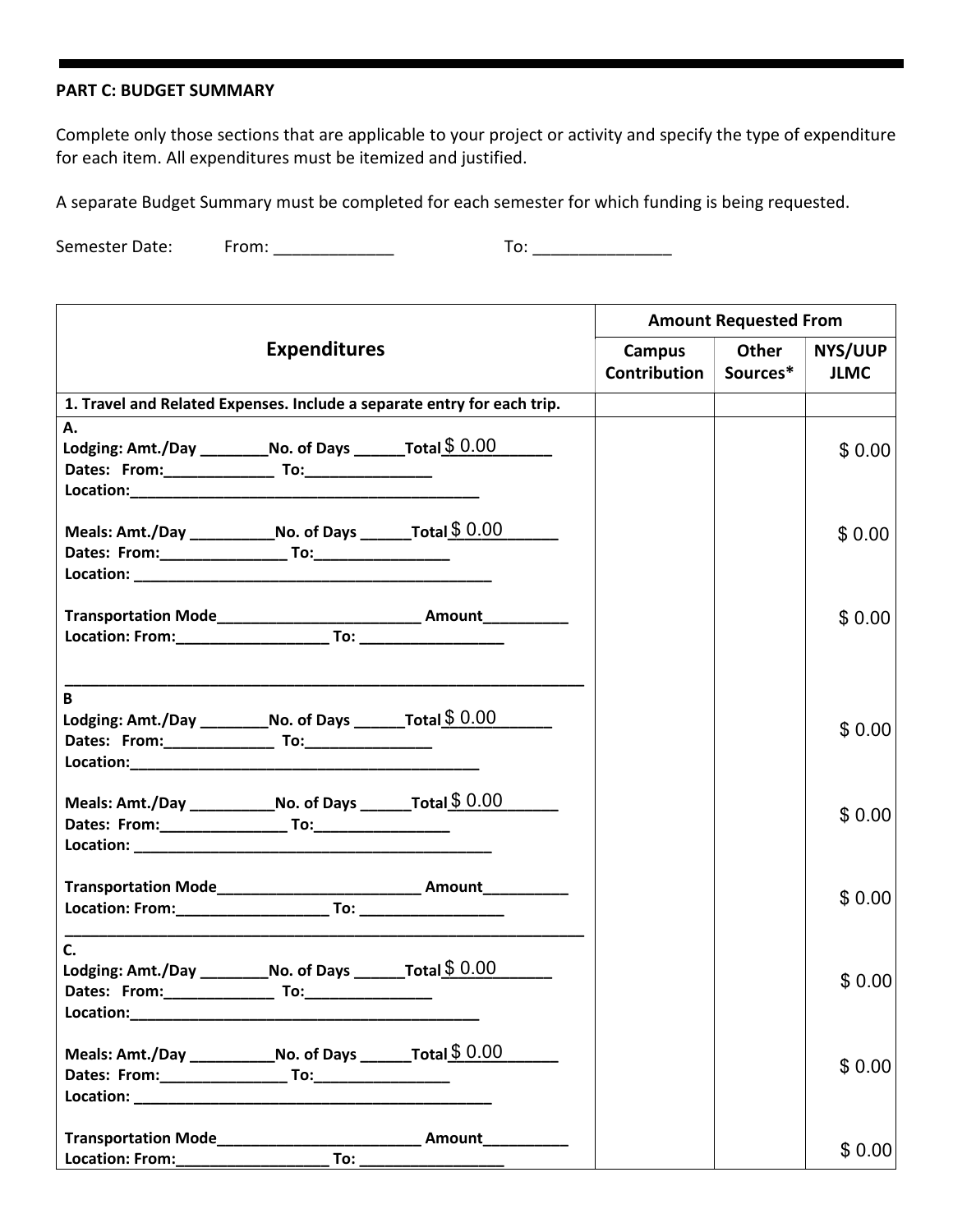## PART C: BUDGET SUMMARY

Complete only those sections that are applicable to your project or activity and specify the type of expenditure for each item. All expenditures must be itemized and justified.

A separate Budget Summary must be completed for each semester for which funding is being requested.

Semester Date: From: _____________ To: _______________

| Expenditures | Amount Requested From | | |
|---|---|---|---|
| | Campus Contribution | Other Sources* | NYS/UUP JLMC |
| **1. Travel and Related Expenses. Include a separate entry for each trip.** | | | |
| **A.**<br>**Lodging: Amt./Day ________No. of Days ______Total** $ 0.00<br>**Dates: From:_____________ To:_______________**<br>**Location:__________________________________________** | | | $ 0.00 |
| **Meals: Amt./Day __________No. of Days ______Total** $ 0.00<br>**Dates: From:_______________ To:________________**<br>**Location: ___________________________________________** | | | $ 0.00 |
| **Transportation Mode________________________ Amount__________**<br>**Location: From:__________________ To: _________________** | | | $ 0.00 |
| **B**<br>**Lodging: Amt./Day ________No. of Days ______Total** $ 0.00<br>**Dates: From:_____________ To:_______________**<br>**Location:__________________________________________** | | | $ 0.00 |
| **Meals: Amt./Day __________No. of Days ______Total** $ 0.00<br>**Dates: From:_______________ To:________________**<br>**Location: ___________________________________________** | | | $ 0.00 |
| **Transportation Mode________________________ Amount__________**<br>**Location: From:__________________ To: _________________** | | | $ 0.00 |
| **C.**<br>**Lodging: Amt./Day ________No. of Days ______Total** $ 0.00<br>**Dates: From:_____________ To:_______________**<br>**Location:__________________________________________** | | | $ 0.00 |
| **Meals: Amt./Day __________No. of Days ______Total** $ 0.00<br>**Dates: From:_______________ To:________________**<br>**Location: ___________________________________________** | | | $ 0.00 |
| **Transportation Mode________________________ Amount__________**<br>**Location: From:__________________ To: _________________** | | | $ 0.00 |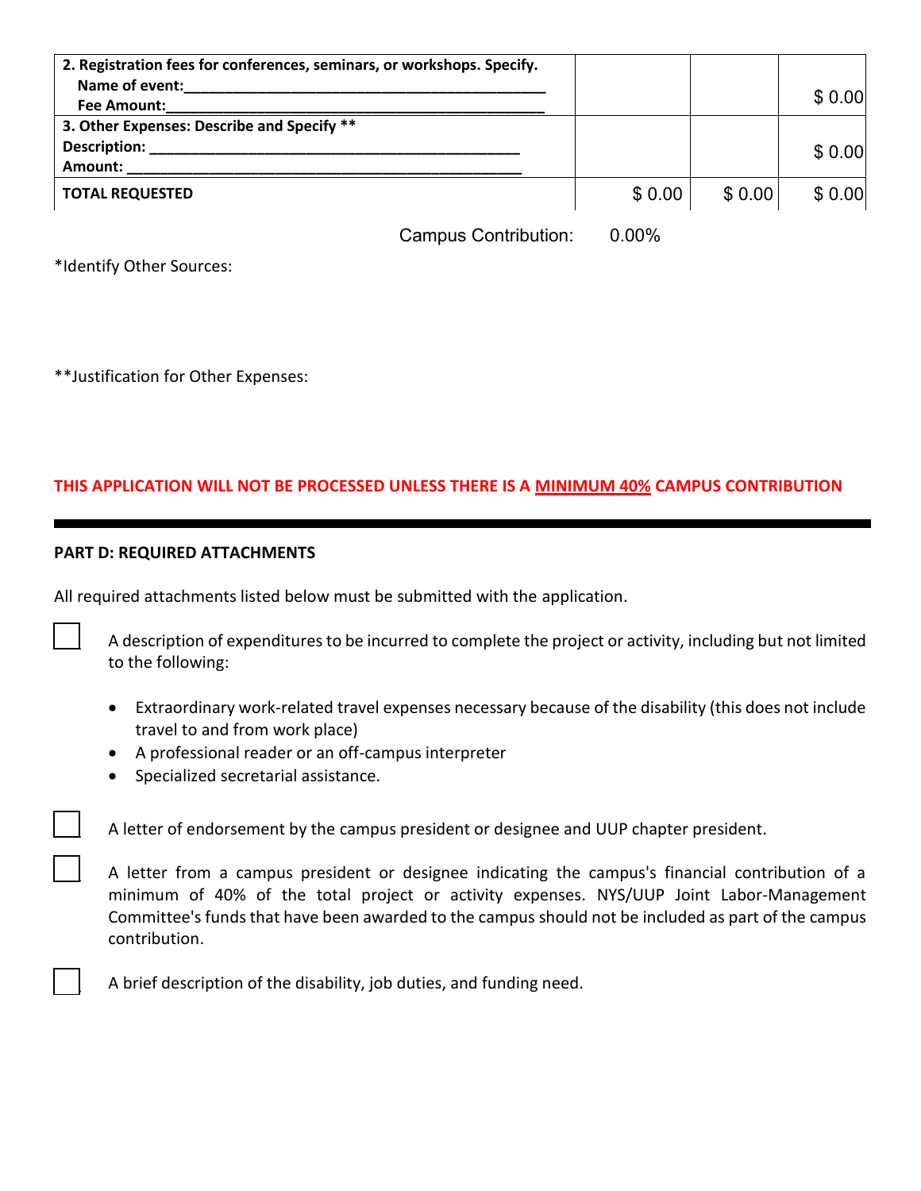| 2. Registration fees for conferences, seminars, or workshops. Specify.<br>Name of event:____________________________________________<br>Fee Amount:____________________________________________ | | | $ 0.00 |
|---|---|---|---|
| **3. Other Expenses: Describe and Specify** \*\*<br>**Description:** ____________________________________________<br>**Amount:** ______________________________________________ | | | $ 0.00 |
| **TOTAL REQUESTED** | $ 0.00 | $ 0.00 | $ 0.00 |

Campus Contribution: 0.00%

*Identify Other Sources:

**Justification for Other Expenses:

**THIS APPLICATION WILL NOT BE PROCESSED UNLESS THERE IS A MINIMUM 40% CAMPUS CONTRIBUTION**

---

**PART D: REQUIRED ATTACHMENTS**

All required attachments listed below must be submitted with the application.

☐ A description of expenditures to be incurred to complete the project or activity, including but not limited to the following:

- Extraordinary work-related travel expenses necessary because of the disability (this does not include travel to and from work place)
- A professional reader or an off-campus interpreter
- Specialized secretarial assistance.

☐ A letter of endorsement by the campus president or designee and UUP chapter president.

☐ A letter from a campus president or designee indicating the campus's financial contribution of a minimum of 40% of the total project or activity expenses. NYS/UUP Joint Labor-Management Committee's funds that have been awarded to the campus should not be included as part of the campus contribution.

☐ A brief description of the disability, job duties, and funding need.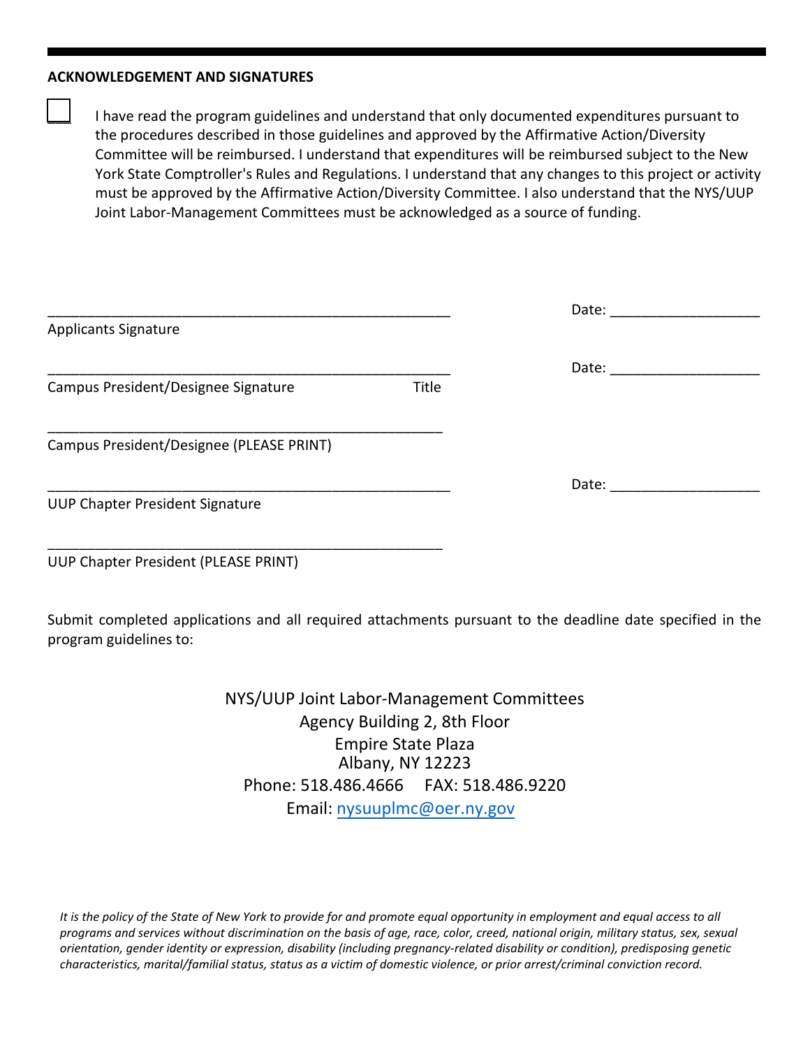**ACKNOWLEDGEMENT AND SIGNATURES**

☐ I have read the program guidelines and understand that only documented expenditures pursuant to the procedures described in those guidelines and approved by the Affirmative Action/Diversity Committee will be reimbursed. I understand that expenditures will be reimbursed subject to the New York State Comptroller's Rules and Regulations. I understand that any changes to this project or activity must be approved by the Affirmative Action/Diversity Committee. I also understand that the NYS/UUP Joint Labor-Management Committees must be acknowledged as a source of funding.

_____________________________________________________ Date: ___________________

Applicants Signature

_____________________________________________________ Date: ___________________

Campus President/Designee Signature Title

____________________________________________________

Campus President/Designee (PLEASE PRINT)

_____________________________________________________ Date: ___________________

UUP Chapter President Signature

____________________________________________________

UUP Chapter President (PLEASE PRINT)

Submit completed applications and all required attachments pursuant to the deadline date specified in the program guidelines to:

NYS/UUP Joint Labor-Management Committees
Agency Building 2, 8th Floor
Empire State Plaza
Albany, NY 12223
Phone: 518.486.4666 FAX: 518.486.9220
Email: nysuuplmc@oer.ny.gov

*It is the policy of the State of New York to provide for and promote equal opportunity in employment and equal access to all programs and services without discrimination on the basis of age, race, color, creed, national origin, military status, sex, sexual orientation, gender identity or expression, disability (including pregnancy-related disability or condition), predisposing genetic characteristics, marital/familial status, status as a victim of domestic violence, or prior arrest/criminal conviction record.*